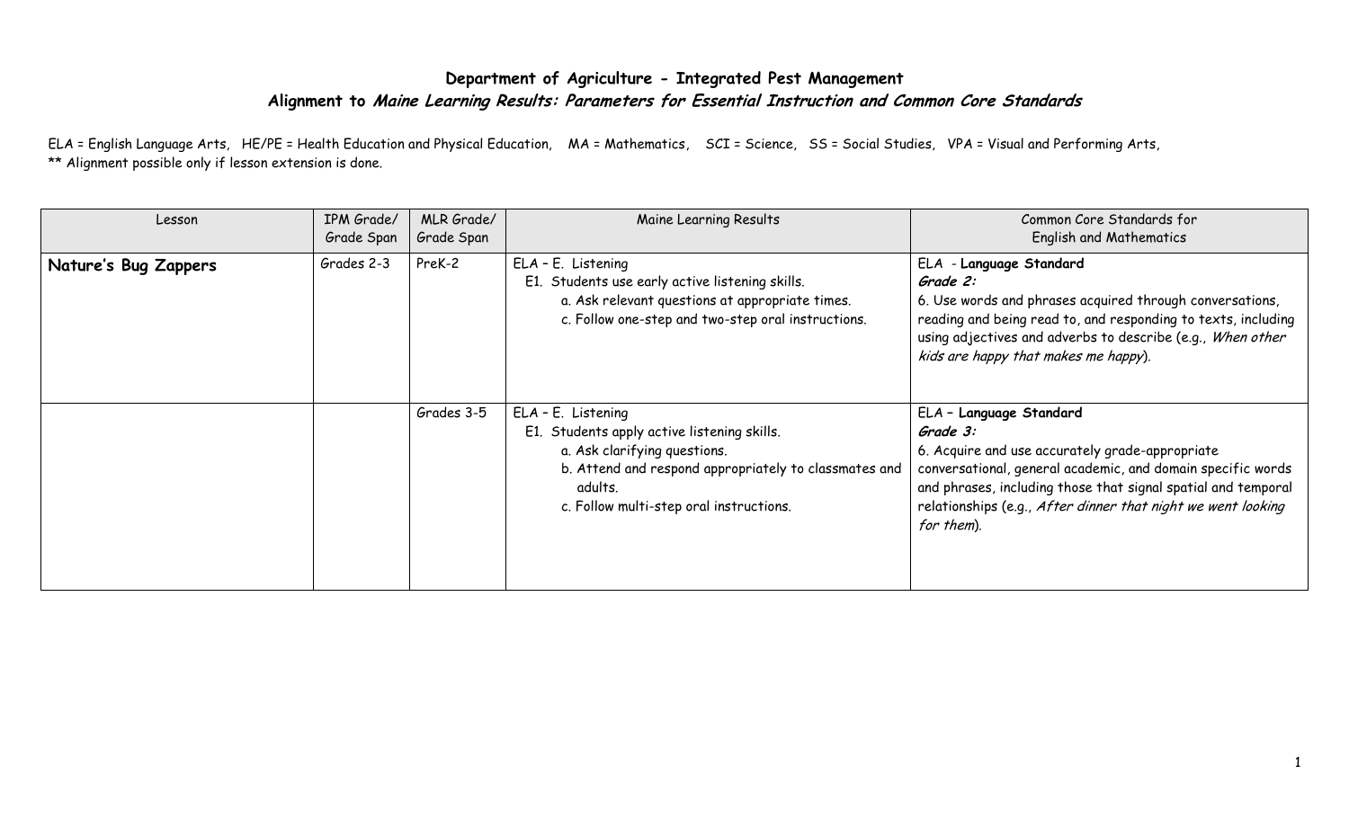# Department of Agriculture - Integrated Pest Management

## Alignment to *Maine Learning Results: Parameters for Essential Instruction and Common Core Standards*

ELA = English Language Arts, HE/PE = Health Education and Physical Education, MA = Mathematics, SCI = Science, SS = Social Studies, VPA = Visual and Performing Arts,
** Alignment possible only if lesson extension is done.

| Lesson | IPM Grade/ Grade Span | MLR Grade/ Grade Span | Maine Learning Results | Common Core Standards for English and Mathematics |
|---|---|---|---|---|
| **Nature's Bug Zappers** | Grades 2-3 | PreK-2 | ELA – E. Listening<br>E1. Students use early active listening skills.<br>a. Ask relevant questions at appropriate times.<br>c. Follow one-step and two-step oral instructions. | ELA - **Language Standard**<br>***Grade 2:***<br>6. Use words and phrases acquired through conversations, reading and being read to, and responding to texts, including using adjectives and adverbs to describe (e.g., *When other kids are happy that makes me happy*). |
| | | Grades 3-5 | ELA – E. Listening<br>E1. Students apply active listening skills.<br>a. Ask clarifying questions.<br>b. Attend and respond appropriately to classmates and adults.<br>c. Follow multi-step oral instructions. | ELA – **Language Standard**<br>***Grade 3:***<br>6. Acquire and use accurately grade-appropriate conversational, general academic, and domain specific words and phrases, including those that signal spatial and temporal relationships (e.g., *After dinner that night we went looking for them*). |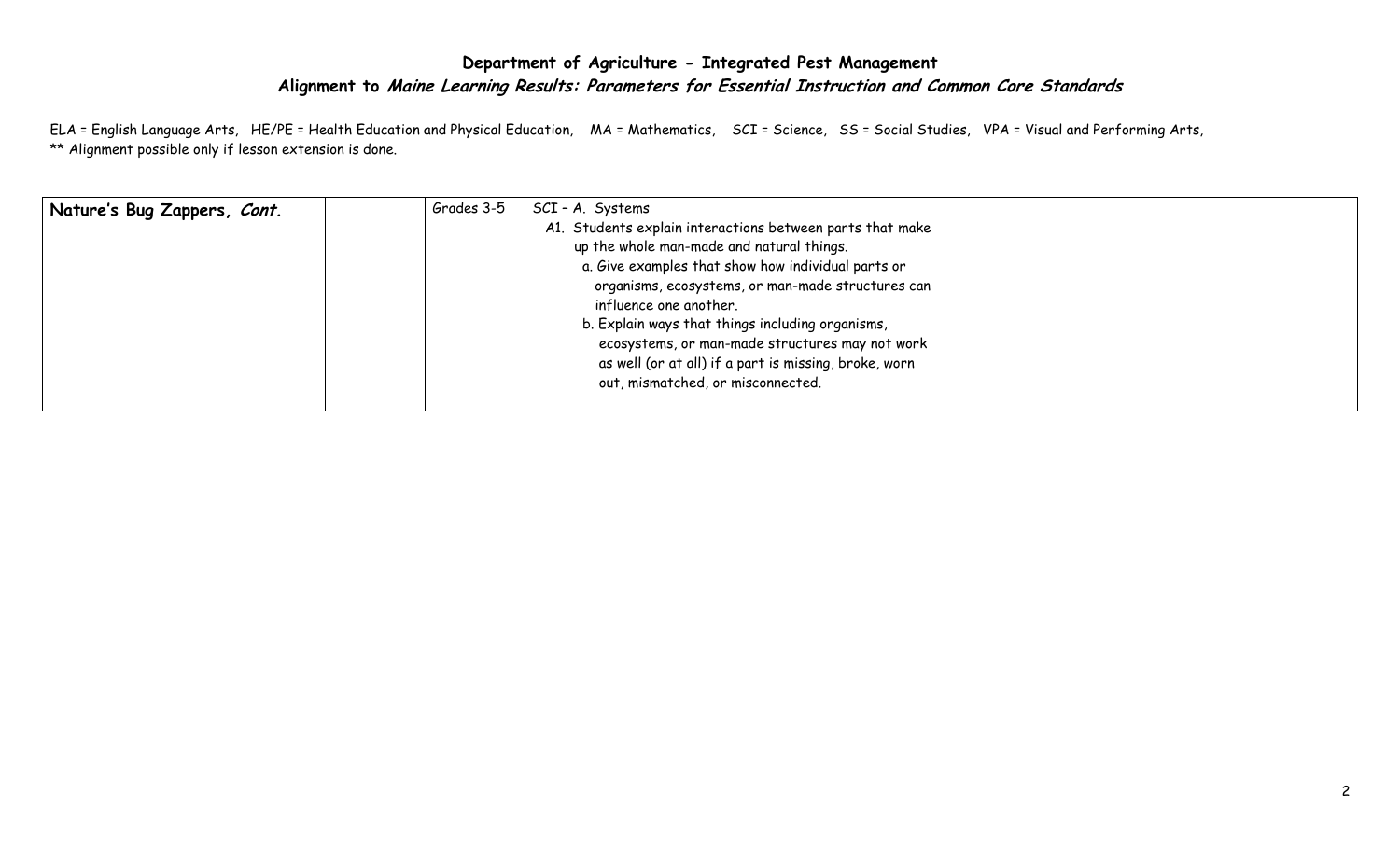## Department of Agriculture - Integrated Pest Management

### Alignment to *Maine Learning Results: Parameters for Essential Instruction and Common Core Standards*

ELA = English Language Arts, HE/PE = Health Education and Physical Education, MA = Mathematics, SCI = Science, SS = Social Studies, VPA = Visual and Performing Arts,
** Alignment possible only if lesson extension is done.

| | | | | |
|---|---|---|---|---|
| **Nature's Bug Zappers, *Cont.*** | | Grades 3-5 | SCI – A. Systems<br>A1. Students explain interactions between parts that make up the whole man-made and natural things.<br>a. Give examples that show how individual parts or organisms, ecosystems, or man-made structures can influence one another.<br>b. Explain ways that things including organisms, ecosystems, or man-made structures may not work as well (or at all) if a part is missing, broke, worn out, mismatched, or misconnected. | |